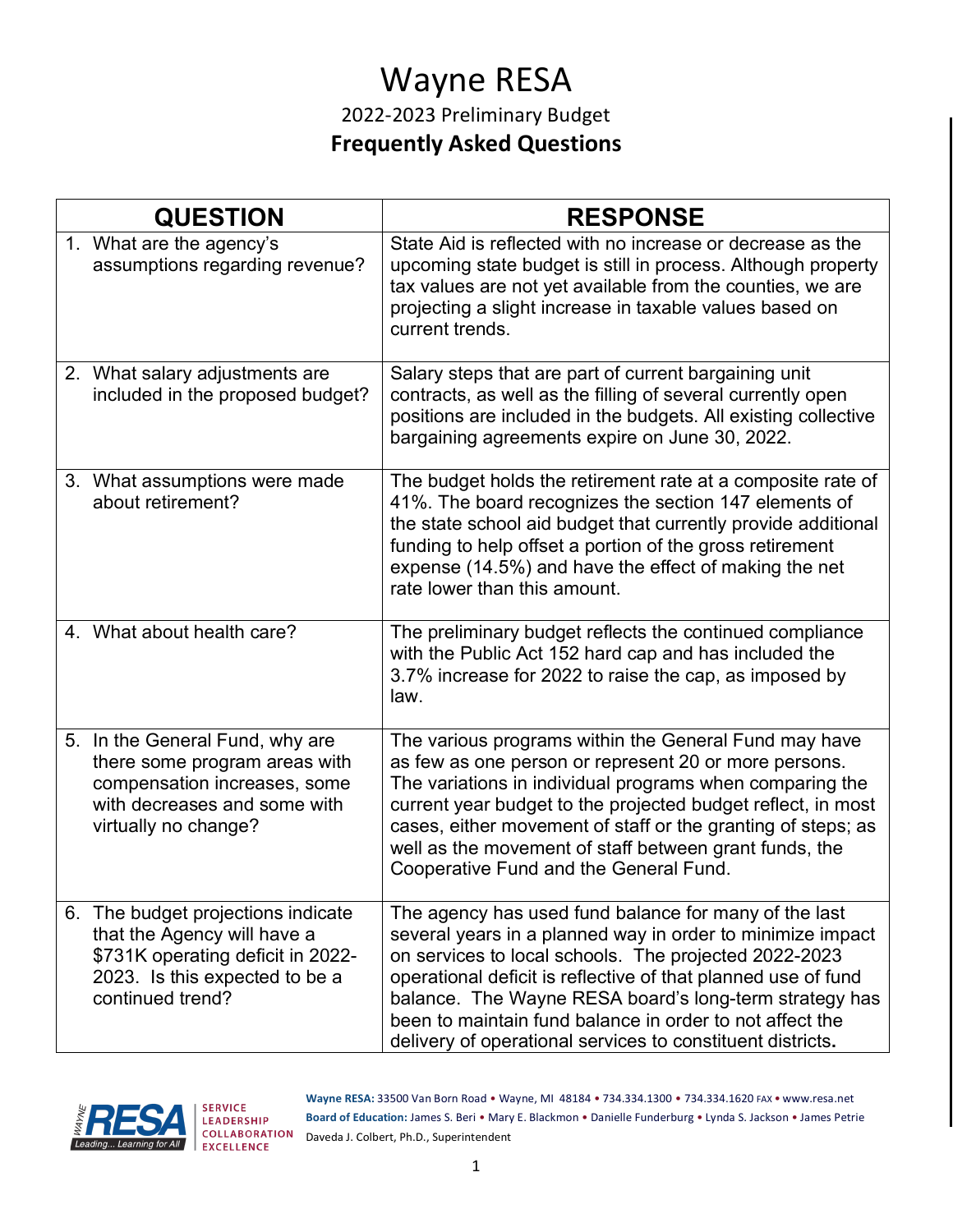# Wayne RESA

## 2022-2023 Preliminary Budget

## Frequently Asked Questions

| QUESTION | RESPONSE |
|---|---|
| 1. What are the agency's assumptions regarding revenue? | State Aid is reflected with no increase or decrease as the upcoming state budget is still in process. Although property tax values are not yet available from the counties, we are projecting a slight increase in taxable values based on current trends. |
| 2. What salary adjustments are included in the proposed budget? | Salary steps that are part of current bargaining unit contracts, as well as the filling of several currently open positions are included in the budgets. All existing collective bargaining agreements expire on June 30, 2022. |
| 3. What assumptions were made about retirement? | The budget holds the retirement rate at a composite rate of 41%. The board recognizes the section 147 elements of the state school aid budget that currently provide additional funding to help offset a portion of the gross retirement expense (14.5%) and have the effect of making the net rate lower than this amount. |
| 4. What about health care? | The preliminary budget reflects the continued compliance with the Public Act 152 hard cap and has included the 3.7% increase for 2022 to raise the cap, as imposed by law. |
| 5. In the General Fund, why are there some program areas with compensation increases, some with decreases and some with virtually no change? | The various programs within the General Fund may have as few as one person or represent 20 or more persons. The variations in individual programs when comparing the current year budget to the projected budget reflect, in most cases, either movement of staff or the granting of steps; as well as the movement of staff between grant funds, the Cooperative Fund and the General Fund. |
| 6. The budget projections indicate that the Agency will have a $731K operating deficit in 2022-2023. Is this expected to be a continued trend? | The agency has used fund balance for many of the last several years in a planned way in order to minimize impact on services to local schools. The projected 2022-2023 operational deficit is reflective of that planned use of fund balance. The Wayne RESA board's long-term strategy has been to maintain fund balance in order to not affect the delivery of operational services to constituent districts**.** |

Wayne RESA SERVICE LEADERSHIP COLLABORATION EXCELLENCE

**Wayne RESA:** 33500 Van Born Road • Wayne, MI 48184 • 734.334.1300 • 734.334.1620 FAX • www.resa.net
**Board of Education:** James S. Beri • Mary E. Blackmon • Danielle Funderburg • Lynda S. Jackson • James Petrie
Daveda J. Colbert, Ph.D., Superintendent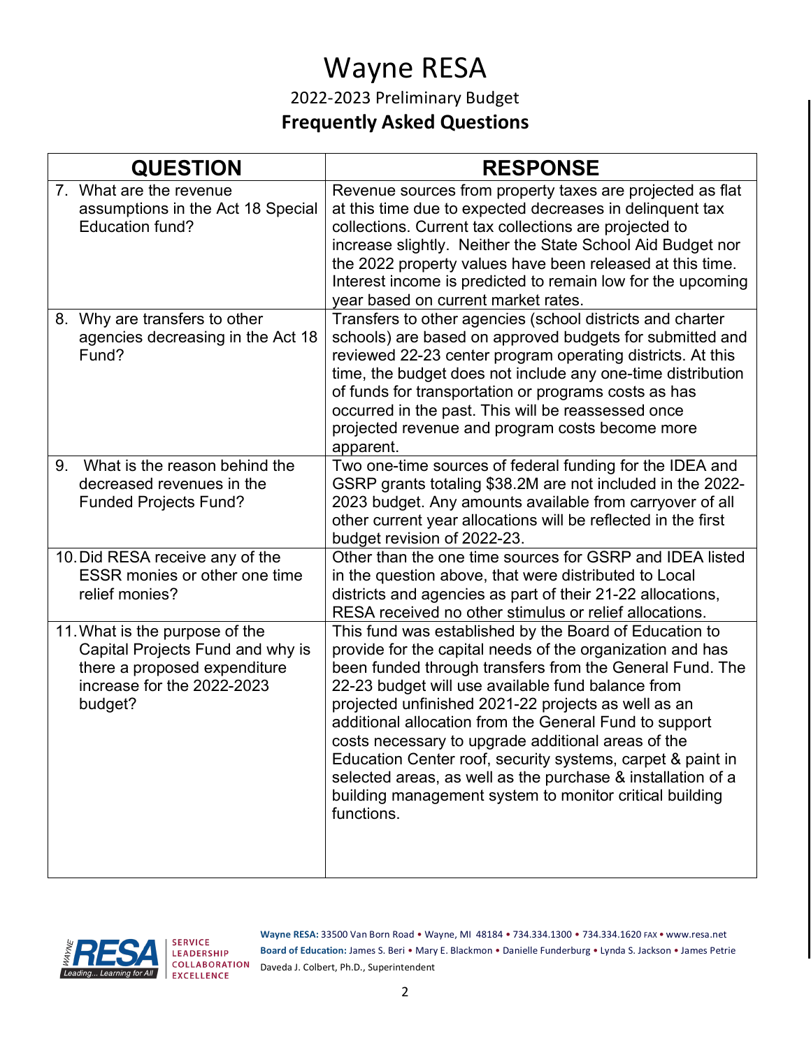# Wayne RESA

2022-2023 Preliminary Budget

## Frequently Asked Questions

| QUESTION | RESPONSE |
|---|---|
| 7. What are the revenue assumptions in the Act 18 Special Education fund? | Revenue sources from property taxes are projected as flat at this time due to expected decreases in delinquent tax collections. Current tax collections are projected to increase slightly. Neither the State School Aid Budget nor the 2022 property values have been released at this time. Interest income is predicted to remain low for the upcoming year based on current market rates. |
| 8. Why are transfers to other agencies decreasing in the Act 18 Fund? | Transfers to other agencies (school districts and charter schools) are based on approved budgets for submitted and reviewed 22-23 center program operating districts. At this time, the budget does not include any one-time distribution of funds for transportation or programs costs as has occurred in the past. This will be reassessed once projected revenue and program costs become more apparent. |
| 9. What is the reason behind the decreased revenues in the Funded Projects Fund? | Two one-time sources of federal funding for the IDEA and GSRP grants totaling $38.2M are not included in the 2022-2023 budget. Any amounts available from carryover of all other current year allocations will be reflected in the first budget revision of 2022-23. |
| 10. Did RESA receive any of the ESSR monies or other one time relief monies? | Other than the one time sources for GSRP and IDEA listed in the question above, that were distributed to Local districts and agencies as part of their 21-22 allocations, RESA received no other stimulus or relief allocations. |
| 11. What is the purpose of the Capital Projects Fund and why is there a proposed expenditure increase for the 2022-2023 budget? | This fund was established by the Board of Education to provide for the capital needs of the organization and has been funded through transfers from the General Fund. The 22-23 budget will use available fund balance from projected unfinished 2021-22 projects as well as an additional allocation from the General Fund to support costs necessary to upgrade additional areas of the Education Center roof, security systems, carpet & paint in selected areas, as well as the purchase & installation of a building management system to monitor critical building functions. |

**Wayne RESA:** 33500 Van Born Road • Wayne, MI 48184 • 734.334.1300 • 734.334.1620 FAX • www.resa.net
**Board of Education:** James S. Beri • Mary E. Blackmon • Danielle Funderburg • Lynda S. Jackson • James Petrie
Daveda J. Colbert, Ph.D., Superintendent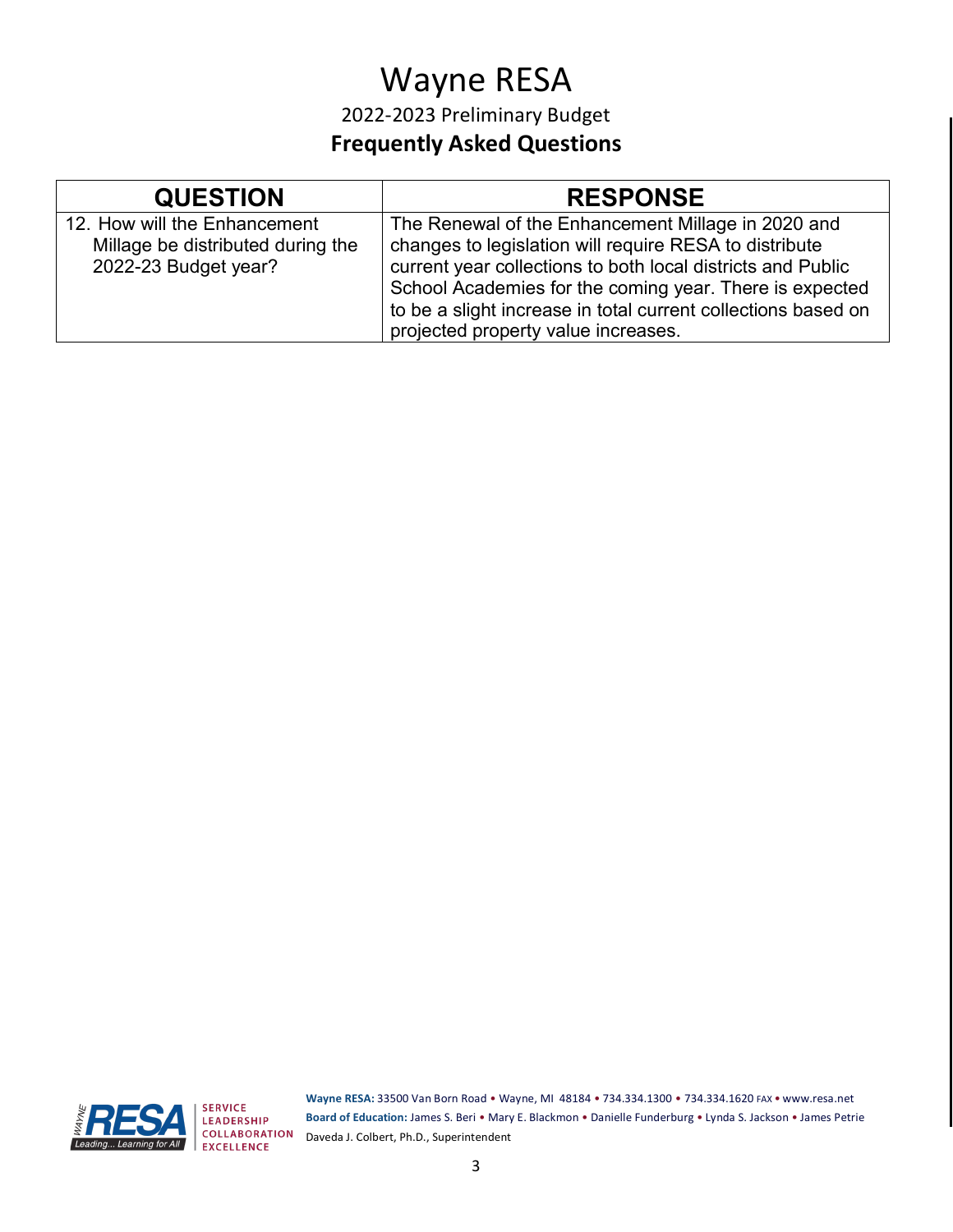# Wayne RESA

2022-2023 Preliminary Budget

## Frequently Asked Questions

| QUESTION | RESPONSE |
|---|---|
| 12. How will the Enhancement Millage be distributed during the 2022-23 Budget year? | The Renewal of the Enhancement Millage in 2020 and changes to legislation will require RESA to distribute current year collections to both local districts and Public School Academies for the coming year. There is expected to be a slight increase in total current collections based on projected property value increases. |